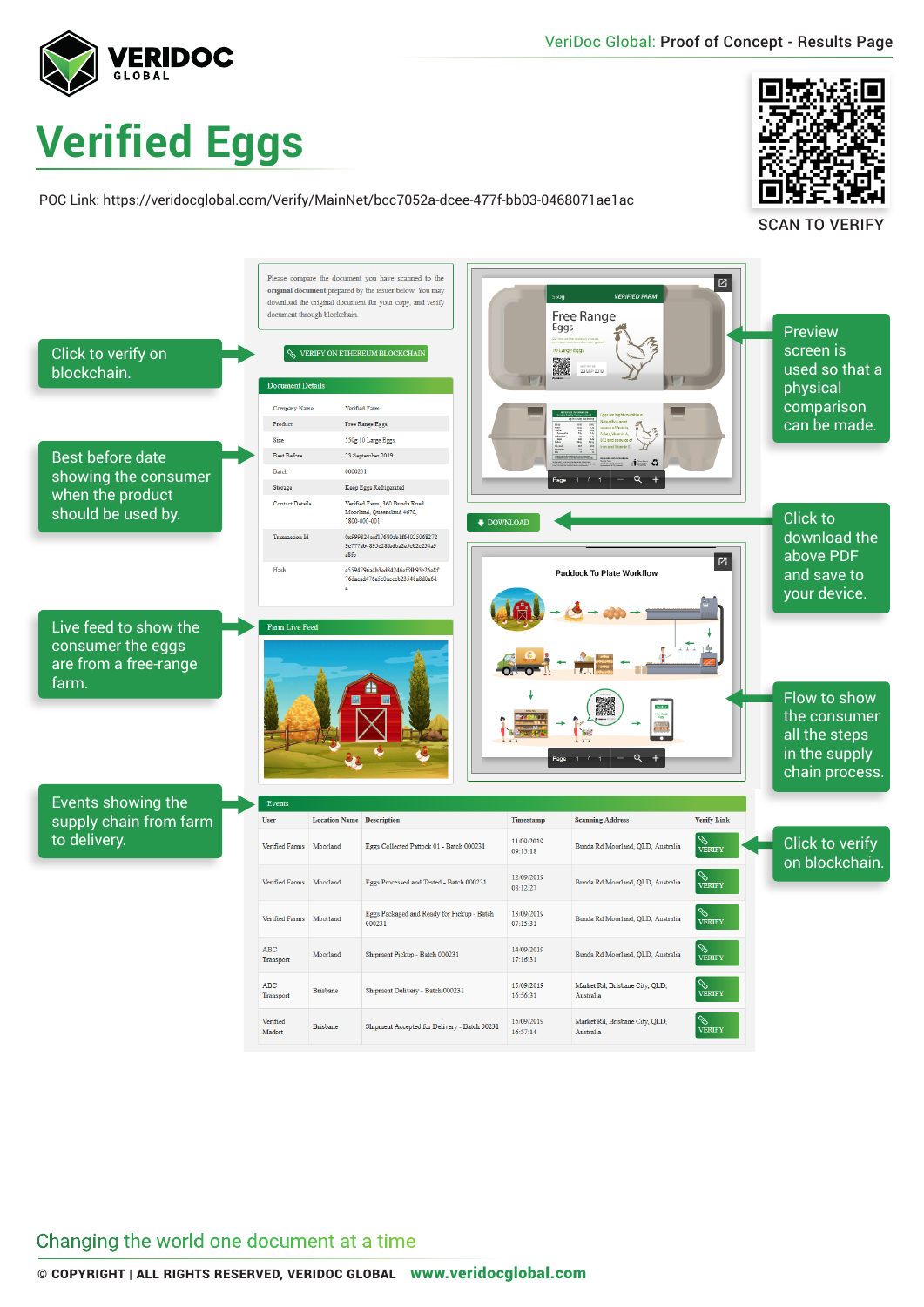VeriDoc Global: Proof of Concept - Results Page

# Verified Eggs

POC Link: https://veridocglobal.com/Verify/MainNet/bcc7052a-dcee-477f-bb03-0468071ae1ac

SCAN TO VERIFY

Please compare the document you have scanned to the **original document** prepared by the issuer below. You may download the original document for your copy, and verify document through blockchain.

VERIFY ON ETHEREUM BLOCKCHAIN

Click to verify on blockchain.

Preview screen is used so that a physical comparison can be made.

### Document Details

| | |
|---|---|
| Company Name | Verified Farm |
| Product | Free Range Eggs |
| Size | 550g 10 Large Eggs |
| Best Before | 23 September 2019 |
| Batch | 0000231 |
| Storage | Keep Eggs Refrigerated |
| Contact Details | Verified Farm, 360 Bunda Road Moorland, Queensland 4670, 1800-000-001 |
| Transaction Id | 0x999824acf17680ab1f64025068272 9e77ab4893e28dbdba2a3cb2c234a9 a8fb |
| Hash | a5594796a4b3ed8424 6aff8b93e26a8f 76daead476a5c0aceeb23548a8d0a6d a |

Best before date showing the consumer when the product should be used by.

DOWNLOAD

Click to download the above PDF and save to your device.

Paddock To Plate Workflow

Flow to show the consumer all the steps in the supply chain process.

### Farm Live Feed

Live feed to show the consumer the eggs are from a free-range farm.

### Events

| User | Location Name | Description | Timestamp | Scanning Address | Verify Link |
|---|---|---|---|---|---|
| Verified Farms | Moorland | Eggs Collected Pattock 01 - Batch 000231 | 11/09/2019 09:15:18 | Bunda Rd Moorland, QLD, Australia | VERIFY |
| Verified Farms | Moorland | Eggs Processed and Tested - Batch 000231 | 12/09/2019 08:12:27 | Bunda Rd Moorland, QLD, Australia | VERIFY |
| Verified Farms | Moorland | Eggs Packaged and Ready for Pickup - Batch 000231 | 13/09/2019 07:15:31 | Bunda Rd Moorland, QLD, Australia | VERIFY |
| ABC Transport | Moorland | Shipment Pickup - Batch 000231 | 14/09/2019 17:16:31 | Bunda Rd Moorland, QLD, Australia | VERIFY |
| ABC Transport | Brisbane | Shipment Delivery - Batch 000231 | 15/09/2019 16:56:31 | Market Rd, Brisbane City, QLD, Australia | VERIFY |
| Verified Market | Brisbane | Shipment Accepted for Delivery - Batch 00231 | 15/09/2019 16:57:14 | Market Rd, Brisbane City, QLD, Australia | VERIFY |

Events showing the supply chain from farm to delivery.

Click to verify on blockchain.

Changing the world one document at a time

© COPYRIGHT | ALL RIGHTS RESERVED, VERIDOC GLOBAL www.veridocglobal.com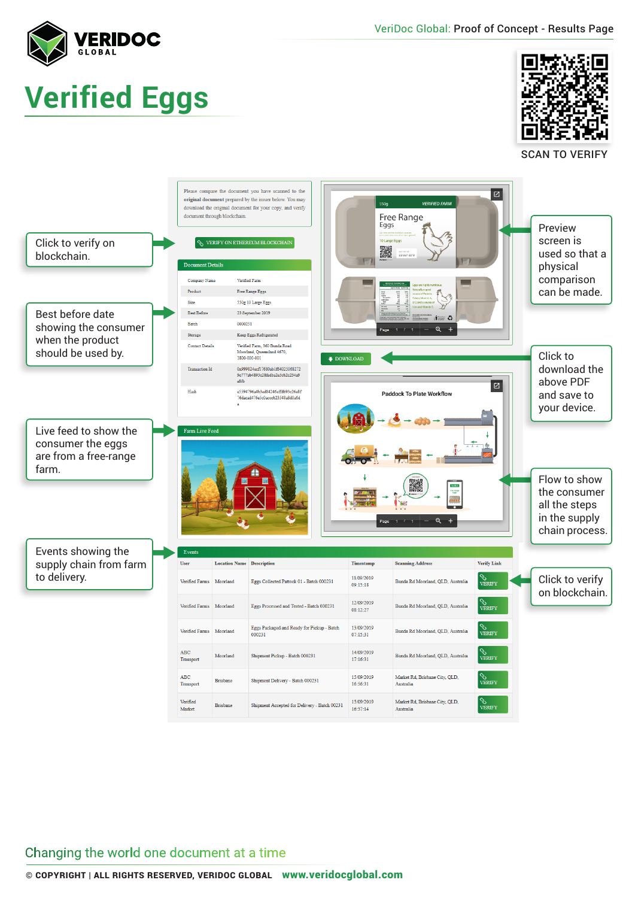VeriDoc Global: Proof of Concept - Results Page

# Verified Eggs

SCAN TO VERIFY

Please compare the document you have scanned to the **original document** prepared by the issuer below. You may download the original document for your copy, and verify document through blockchain.

VERIFY ON ETHEREUM BLOCKCHAIN

Click to verify on blockchain.

## Document Details

| | |
|---|---|
| Company Name | Verified Farm |
| Product | Free Range Eggs |
| Size | 550g 10 Large Eggs |
| Best Before | 23 September 2019 |
| Batch | 000231 |
| Storage | Keep Eggs Refrigerated |
| Contact Details | Verified Farm, 360 Bunda Road Moorland, Queensland 4670, 1800-000-601 |
| Transaction Id | 0x999824acf17680ab1f64025068272 9e777ab4893e288d4ba2a3cb2c234a9 a8fb |
| Hash | a5594796a4b3ad84246aff0b93e26a8f 76daaad476a5c0aceeb23548a8d0a64 a |

Best before date showing the consumer when the product should be used by.

Preview screen is used so that a physical comparison can be made.

DOWNLOAD

Click to download the above PDF and save to your device.

Paddock To Plate Workflow

Flow to show the consumer all the steps in the supply chain process.

## Farm Live Feed

Live feed to show the consumer the eggs are from a free-range farm.

## Events

| User | Location Name | Description | Timestamp | Scanning Address | Verify Link |
|---|---|---|---|---|---|
| Verified Farms | Moorland | Eggs Collected Pattock 01 - Batch 000231 | 11/09/2019 09:15:18 | Bunda Rd Moorland, QLD, Australia | VERIFY |
| Verified Farms | Moorland | Eggs Processed and Tested - Batch 000231 | 12/09/2019 08:12:27 | Bunda Rd Moorland, QLD, Australia | VERIFY |
| Verified Farms | Moorland | Eggs Packaged and Ready for Pickup - Batch 000231 | 13/09/2019 07:15:31 | Bunda Rd Moorland, QLD, Australia | VERIFY |
| ABC Transport | Moorland | Shipment Pickup - Batch 000231 | 14/09/2019 17:16:31 | Bunda Rd Moorland, QLD, Australia | VERIFY |
| ABC Transport | Brisbane | Shipment Delivery - Batch 000231 | 15/09/2019 16:56:31 | Market Rd, Brisbane City, QLD, Australia | VERIFY |
| Verified Market | Brisbane | Shipment Accepted for Delivery - Batch 00231 | 15/09/2019 16:57:14 | Market Rd, Brisbane City, QLD, Australia | VERIFY |

Events showing the supply chain from farm to delivery.

Click to verify on blockchain.

Changing the world one document at a time

© COPYRIGHT | ALL RIGHTS RESERVED, VERIDOC GLOBAL www.veridocglobal.com